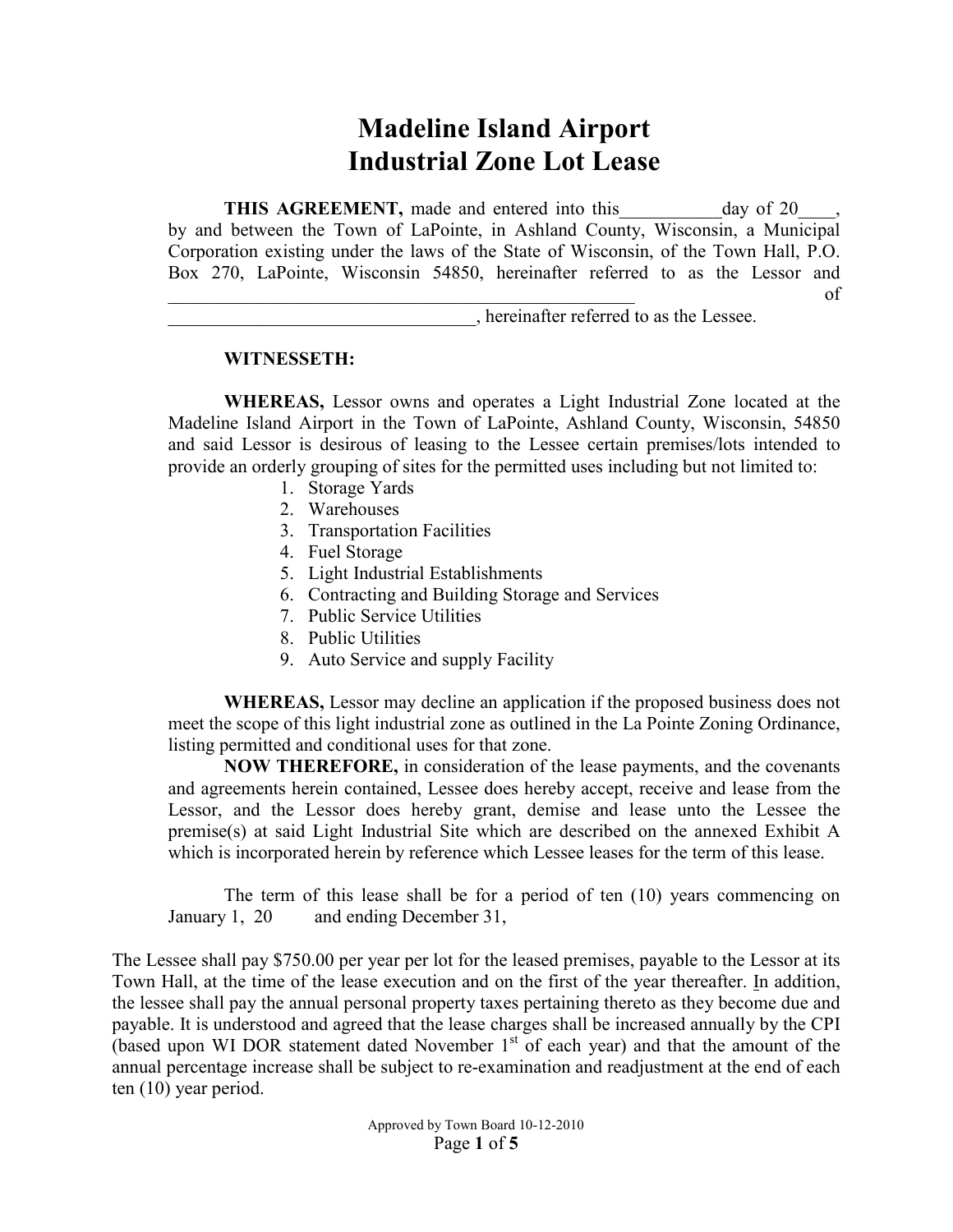# Madeline Island Airport
# Industrial Zone Lot Lease

**THIS AGREEMENT,** made and entered into this___________day of 20____, by and between the Town of LaPointe, in Ashland County, Wisconsin, a Municipal Corporation existing under the laws of the State of Wisconsin, of the Town Hall, P.O. Box 270, LaPointe, Wisconsin 54850, hereinafter referred to as the Lessor and ____________________________________________________ of __________________________________, hereinafter referred to as the Lessee.

**WITNESSETH:**

**WHEREAS,** Lessor owns and operates a Light Industrial Zone located at the Madeline Island Airport in the Town of LaPointe, Ashland County, Wisconsin, 54850 and said Lessor is desirous of leasing to the Lessee certain premises/lots intended to provide an orderly grouping of sites for the permitted uses including but not limited to:

1. Storage Yards
2. Warehouses
3. Transportation Facilities
4. Fuel Storage
5. Light Industrial Establishments
6. Contracting and Building Storage and Services
7. Public Service Utilities
8. Public Utilities
9. Auto Service and supply Facility

**WHEREAS,** Lessor may decline an application if the proposed business does not meet the scope of this light industrial zone as outlined in the La Pointe Zoning Ordinance, listing permitted and conditional uses for that zone.

**NOW THEREFORE,** in consideration of the lease payments, and the covenants and agreements herein contained, Lessee does hereby accept, receive and lease from the Lessor, and the Lessor does hereby grant, demise and lease unto the Lessee the premise(s) at said Light Industrial Site which are described on the annexed Exhibit A which is incorporated herein by reference which Lessee leases for the term of this lease.

The term of this lease shall be for a period of ten (10) years commencing on January 1, 20 and ending December 31,

The Lessee shall pay $750.00 per year per lot for the leased premises, payable to the Lessor at its Town Hall, at the time of the lease execution and on the first of the year thereafter. In addition, the lessee shall pay the annual personal property taxes pertaining thereto as they become due and payable. It is understood and agreed that the lease charges shall be increased annually by the CPI (based upon WI DOR statement dated November 1st of each year) and that the amount of the annual percentage increase shall be subject to re-examination and readjustment at the end of each ten (10) year period.

Approved by Town Board 10-12-2010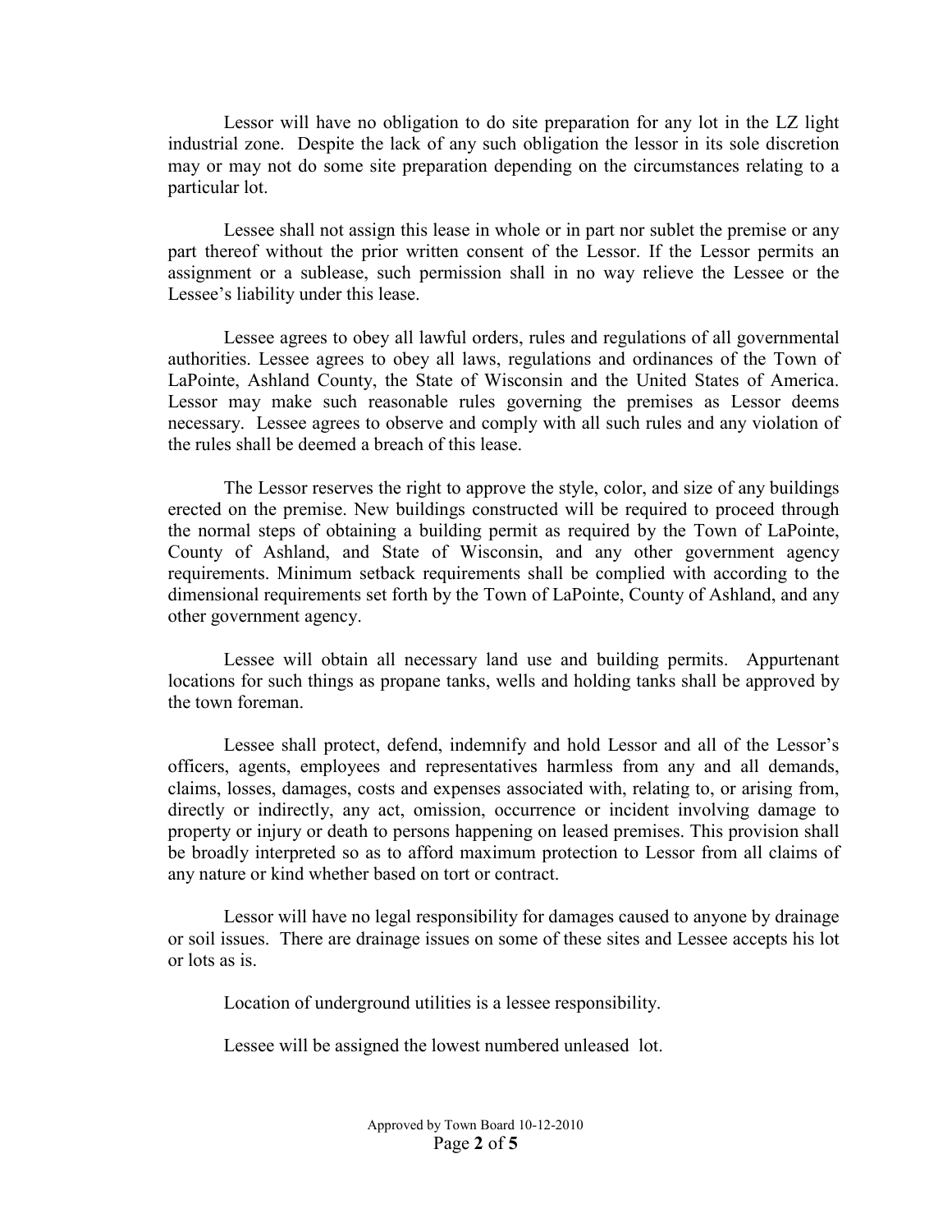Lessor will have no obligation to do site preparation for any lot in the LZ light industrial zone. Despite the lack of any such obligation the lessor in its sole discretion may or may not do some site preparation depending on the circumstances relating to a particular lot.

Lessee shall not assign this lease in whole or in part nor sublet the premise or any part thereof without the prior written consent of the Lessor. If the Lessor permits an assignment or a sublease, such permission shall in no way relieve the Lessee or the Lessee's liability under this lease.

Lessee agrees to obey all lawful orders, rules and regulations of all governmental authorities. Lessee agrees to obey all laws, regulations and ordinances of the Town of LaPointe, Ashland County, the State of Wisconsin and the United States of America. Lessor may make such reasonable rules governing the premises as Lessor deems necessary. Lessee agrees to observe and comply with all such rules and any violation of the rules shall be deemed a breach of this lease.

The Lessor reserves the right to approve the style, color, and size of any buildings erected on the premise. New buildings constructed will be required to proceed through the normal steps of obtaining a building permit as required by the Town of LaPointe, County of Ashland, and State of Wisconsin, and any other government agency requirements. Minimum setback requirements shall be complied with according to the dimensional requirements set forth by the Town of LaPointe, County of Ashland, and any other government agency.

Lessee will obtain all necessary land use and building permits. Appurtenant locations for such things as propane tanks, wells and holding tanks shall be approved by the town foreman.

Lessee shall protect, defend, indemnify and hold Lessor and all of the Lessor's officers, agents, employees and representatives harmless from any and all demands, claims, losses, damages, costs and expenses associated with, relating to, or arising from, directly or indirectly, any act, omission, occurrence or incident involving damage to property or injury or death to persons happening on leased premises. This provision shall be broadly interpreted so as to afford maximum protection to Lessor from all claims of any nature or kind whether based on tort or contract.

Lessor will have no legal responsibility for damages caused to anyone by drainage or soil issues. There are drainage issues on some of these sites and Lessee accepts his lot or lots as is.

Location of underground utilities is a lessee responsibility.

Lessee will be assigned the lowest numbered unleased lot.

Approved by Town Board 10-12-2010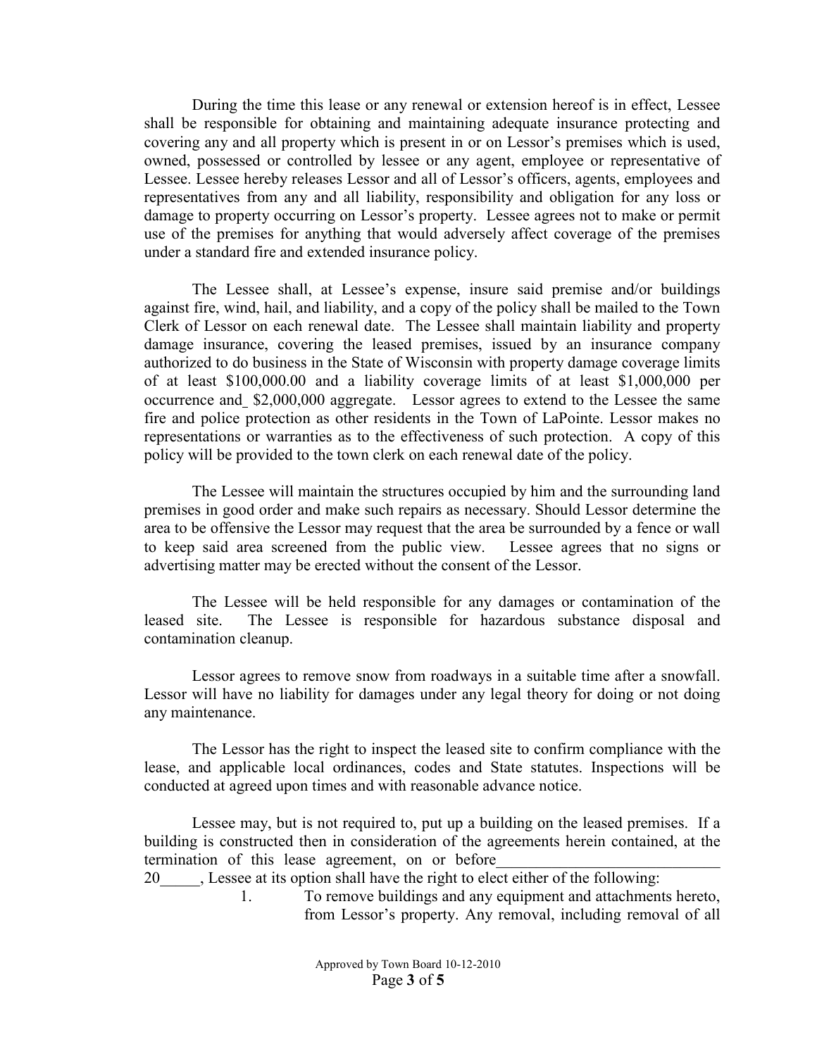During the time this lease or any renewal or extension hereof is in effect, Lessee shall be responsible for obtaining and maintaining adequate insurance protecting and covering any and all property which is present in or on Lessor's premises which is used, owned, possessed or controlled by lessee or any agent, employee or representative of Lessee. Lessee hereby releases Lessor and all of Lessor's officers, agents, employees and representatives from any and all liability, responsibility and obligation for any loss or damage to property occurring on Lessor's property. Lessee agrees not to make or permit use of the premises for anything that would adversely affect coverage of the premises under a standard fire and extended insurance policy.

The Lessee shall, at Lessee's expense, insure said premise and/or buildings against fire, wind, hail, and liability, and a copy of the policy shall be mailed to the Town Clerk of Lessor on each renewal date. The Lessee shall maintain liability and property damage insurance, covering the leased premises, issued by an insurance company authorized to do business in the State of Wisconsin with property damage coverage limits of at least $100,000.00 and a liability coverage limits of at least $1,000,000 per occurrence and_ $2,000,000 aggregate. Lessor agrees to extend to the Lessee the same fire and police protection as other residents in the Town of LaPointe. Lessor makes no representations or warranties as to the effectiveness of such protection. A copy of this policy will be provided to the town clerk on each renewal date of the policy.

The Lessee will maintain the structures occupied by him and the surrounding land premises in good order and make such repairs as necessary. Should Lessor determine the area to be offensive the Lessor may request that the area be surrounded by a fence or wall to keep said area screened from the public view. Lessee agrees that no signs or advertising matter may be erected without the consent of the Lessor.

The Lessee will be held responsible for any damages or contamination of the leased site. The Lessee is responsible for hazardous substance disposal and contamination cleanup.

Lessor agrees to remove snow from roadways in a suitable time after a snowfall. Lessor will have no liability for damages under any legal theory for doing or not doing any maintenance.

The Lessor has the right to inspect the leased site to confirm compliance with the lease, and applicable local ordinances, codes and State statutes. Inspections will be conducted at agreed upon times and with reasonable advance notice.

Lessee may, but is not required to, put up a building on the leased premises. If a building is constructed then in consideration of the agreements herein contained, at the termination of this lease agreement, on or before\_\_\_\_\_\_\_\_\_\_\_\_\_\_\_\_\_\_\_\_\_\_\_\_\_\_\_\_ 20\_\_\_\_\_, Lessee at its option shall have the right to elect either of the following:

1. To remove buildings and any equipment and attachments hereto, from Lessor's property. Any removal, including removal of all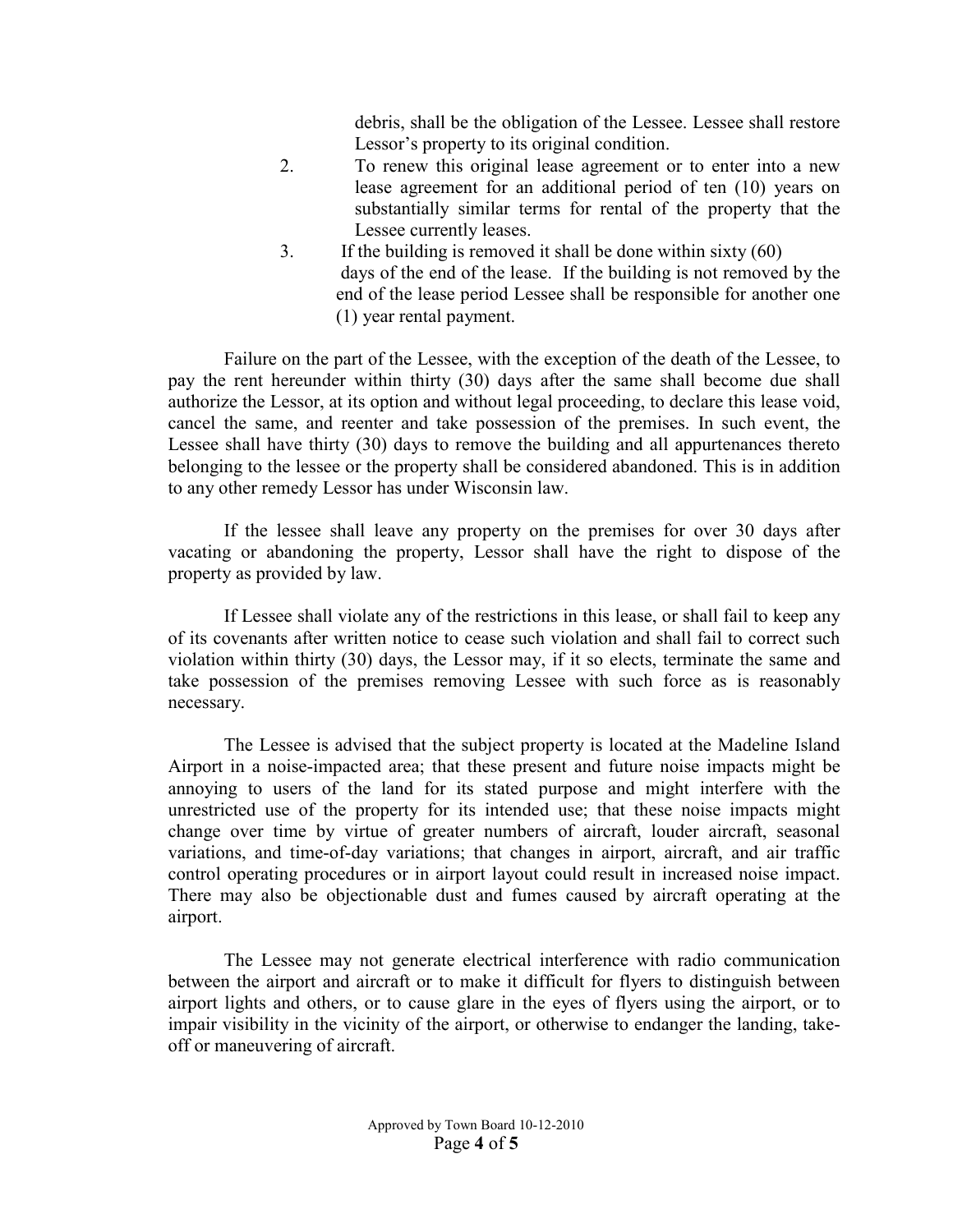debris, shall be the obligation of the Lessee. Lessee shall restore Lessor's property to its original condition.

2. To renew this original lease agreement or to enter into a new lease agreement for an additional period of ten (10) years on substantially similar terms for rental of the property that the Lessee currently leases.
3. If the building is removed it shall be done within sixty (60) days of the end of the lease. If the building is not removed by the end of the lease period Lessee shall be responsible for another one (1) year rental payment.

Failure on the part of the Lessee, with the exception of the death of the Lessee, to pay the rent hereunder within thirty (30) days after the same shall become due shall authorize the Lessor, at its option and without legal proceeding, to declare this lease void, cancel the same, and reenter and take possession of the premises. In such event, the Lessee shall have thirty (30) days to remove the building and all appurtenances thereto belonging to the lessee or the property shall be considered abandoned. This is in addition to any other remedy Lessor has under Wisconsin law.

If the lessee shall leave any property on the premises for over 30 days after vacating or abandoning the property, Lessor shall have the right to dispose of the property as provided by law.

If Lessee shall violate any of the restrictions in this lease, or shall fail to keep any of its covenants after written notice to cease such violation and shall fail to correct such violation within thirty (30) days, the Lessor may, if it so elects, terminate the same and take possession of the premises removing Lessee with such force as is reasonably necessary.

The Lessee is advised that the subject property is located at the Madeline Island Airport in a noise-impacted area; that these present and future noise impacts might be annoying to users of the land for its stated purpose and might interfere with the unrestricted use of the property for its intended use; that these noise impacts might change over time by virtue of greater numbers of aircraft, louder aircraft, seasonal variations, and time-of-day variations; that changes in airport, aircraft, and air traffic control operating procedures or in airport layout could result in increased noise impact. There may also be objectionable dust and fumes caused by aircraft operating at the airport.

The Lessee may not generate electrical interference with radio communication between the airport and aircraft or to make it difficult for flyers to distinguish between airport lights and others, or to cause glare in the eyes of flyers using the airport, or to impair visibility in the vicinity of the airport, or otherwise to endanger the landing, take-off or maneuvering of aircraft.

Approved by Town Board 10-12-2010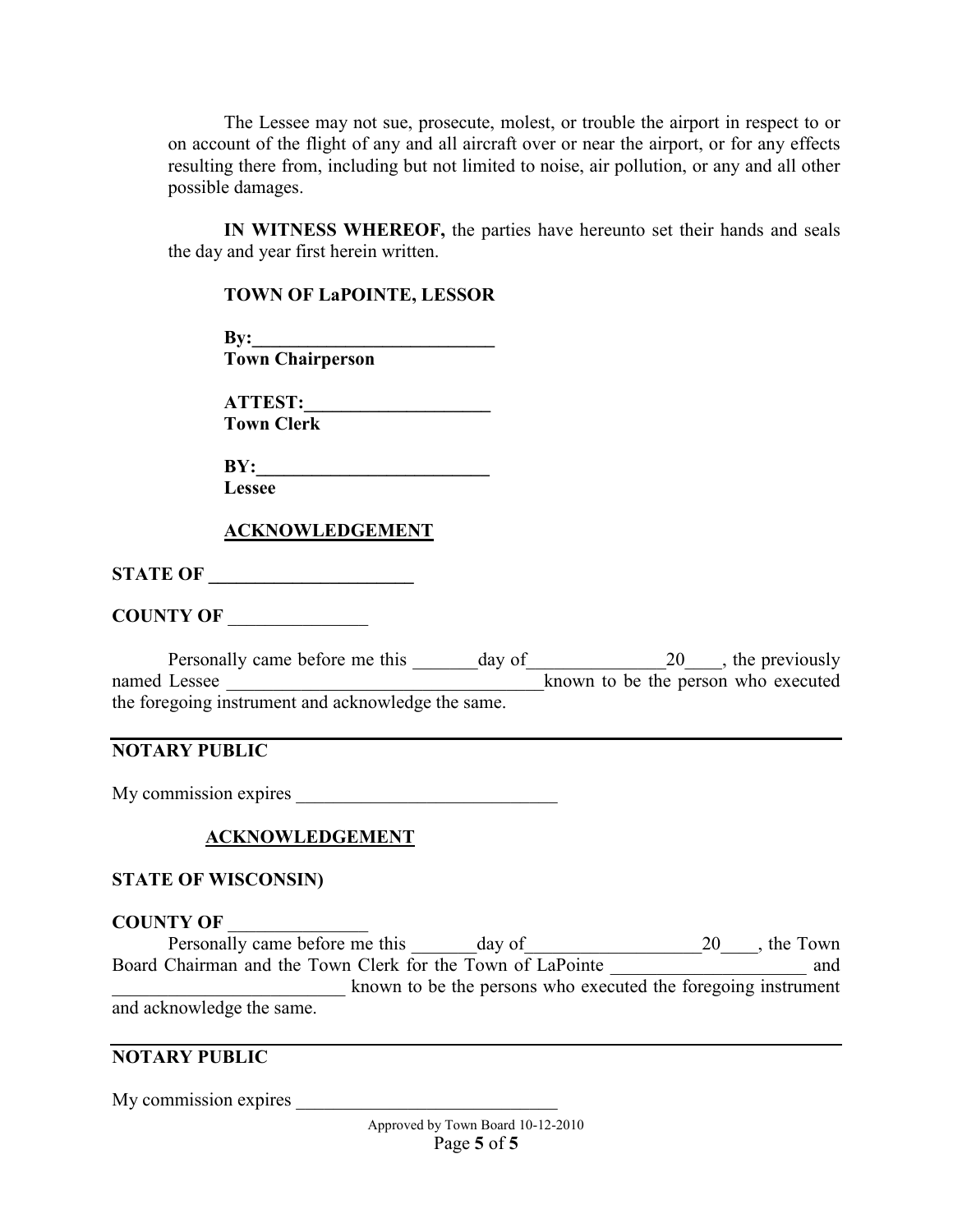The Lessee may not sue, prosecute, molest, or trouble the airport in respect to or on account of the flight of any and all aircraft over or near the airport, or for any effects resulting there from, including but not limited to noise, air pollution, or any and all other possible damages.

**IN WITNESS WHEREOF,** the parties have hereunto set their hands and seals the day and year first herein written.

**TOWN OF LaPOINTE, LESSOR**

**By:\_\_\_\_\_\_\_\_\_\_\_\_\_\_\_\_\_\_\_\_\_\_\_\_\_\_**
**Town Chairperson**

**ATTEST:\_\_\_\_\_\_\_\_\_\_\_\_\_\_\_\_\_\_\_\_**
**Town Clerk**

**BY:\_\_\_\_\_\_\_\_\_\_\_\_\_\_\_\_\_\_\_\_\_\_\_\_\_**
**Lessee**

**ACKNOWLEDGEMENT**

**STATE OF \_\_\_\_\_\_\_\_\_\_\_\_\_\_\_\_\_\_\_\_\_\_**

**COUNTY OF** \_\_\_\_\_\_\_\_\_\_\_\_\_\_\_

Personally came before me this \_\_\_\_\_\_\_day of\_\_\_\_\_\_\_\_\_\_\_\_\_\_\_20\_\_\_\_, the previously named Lessee \_\_\_\_\_\_\_\_\_\_\_\_\_\_\_\_\_\_\_\_\_\_\_\_\_\_\_\_\_\_\_\_\_\_known to be the person who executed the foregoing instrument and acknowledge the same.

---

**NOTARY PUBLIC**

My commission expires \_\_\_\_\_\_\_\_\_\_\_\_\_\_\_\_\_\_\_\_\_\_\_\_\_\_\_\_

**ACKNOWLEDGEMENT**

**STATE OF WISCONSIN)**

**COUNTY OF** \_\_\_\_\_\_\_\_\_\_\_\_\_\_\_

Personally came before me this \_\_\_\_\_\_\_day of\_\_\_\_\_\_\_\_\_\_\_\_\_\_\_\_\_\_\_20\_\_\_\_, the Town Board Chairman and the Town Clerk for the Town of LaPointe \_\_\_\_\_\_\_\_\_\_\_\_\_\_\_\_\_\_\_\_\_ and \_\_\_\_\_\_\_\_\_\_\_\_\_\_\_\_\_\_\_\_\_\_\_\_\_ known to be the persons who executed the foregoing instrument and acknowledge the same.

---

**NOTARY PUBLIC**

My commission expires \_\_\_\_\_\_\_\_\_\_\_\_\_\_\_\_\_\_\_\_\_\_\_\_\_\_\_\_

Approved by Town Board 10-12-2010